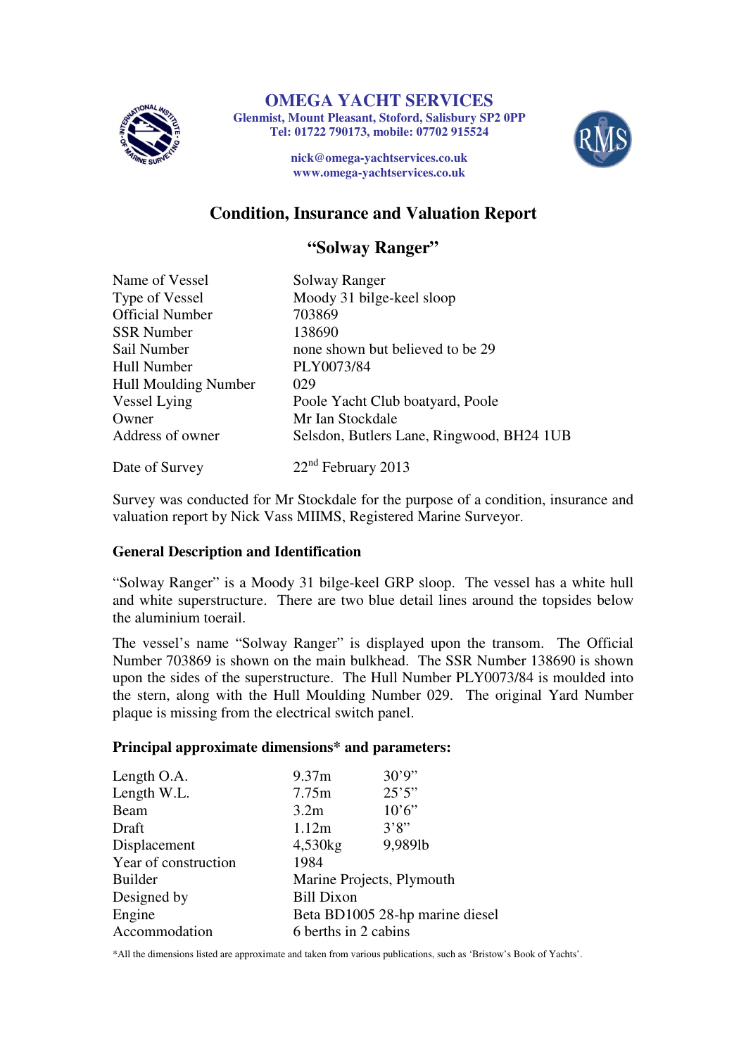# OMEGA YACHT SERVICES

**Glenmist, Mount Pleasant, Stoford, Salisbury SP2 0PP**
**Tel: 01722 790173, mobile: 07702 915524**

**nick@omega-yachtservices.co.uk**
**www.omega-yachtservices.co.uk**

## Condition, Insurance and Valuation Report

## "Solway Ranger"

| | |
|---|---|
| Name of Vessel | Solway Ranger |
| Type of Vessel | Moody 31 bilge-keel sloop |
| Official Number | 703869 |
| SSR Number | 138690 |
| Sail Number | none shown but believed to be 29 |
| Hull Number | PLY0073/84 |
| Hull Moulding Number | 029 |
| Vessel Lying | Poole Yacht Club boatyard, Poole |
| Owner | Mr Ian Stockdale |
| Address of owner | Selsdon, Butlers Lane, Ringwood, BH24 1UB |
| Date of Survey | 22nd February 2013 |

Survey was conducted for Mr Stockdale for the purpose of a condition, insurance and valuation report by Nick Vass MIIMS, Registered Marine Surveyor.

### General Description and Identification

"Solway Ranger" is a Moody 31 bilge-keel GRP sloop. The vessel has a white hull and white superstructure. There are two blue detail lines around the topsides below the aluminium toerail.

The vessel's name "Solway Ranger" is displayed upon the transom. The Official Number 703869 is shown on the main bulkhead. The SSR Number 138690 is shown upon the sides of the superstructure. The Hull Number PLY0073/84 is moulded into the stern, along with the Hull Moulding Number 029. The original Yard Number plaque is missing from the electrical switch panel.

### Principal approximate dimensions* and parameters:

| | | |
|---|---|---|
| Length O.A. | 9.37m | 30'9" |
| Length W.L. | 7.75m | 25'5" |
| Beam | 3.2m | 10'6" |
| Draft | 1.12m | 3'8" |
| Displacement | 4,530kg | 9,989lb |
| Year of construction | 1984 | |
| Builder | Marine Projects, Plymouth | |
| Designed by | Bill Dixon | |
| Engine | Beta BD1005 28-hp marine diesel | |
| Accommodation | 6 berths in 2 cabins | |

*All the dimensions listed are approximate and taken from various publications, such as 'Bristow's Book of Yachts'.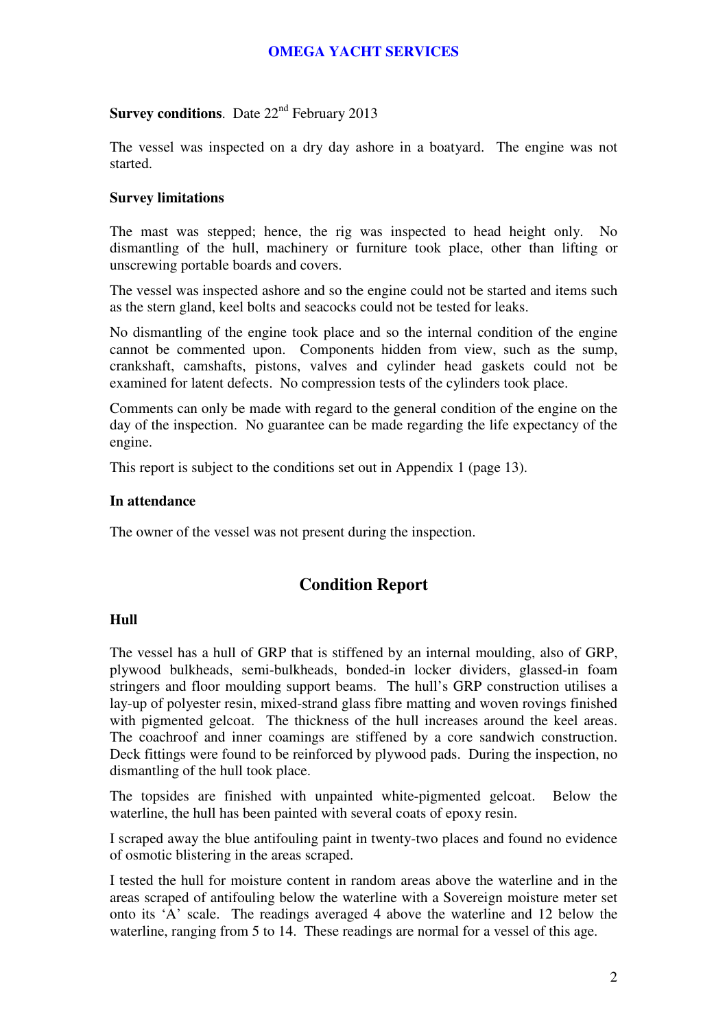**Survey conditions**. Date 22nd February 2013

The vessel was inspected on a dry day ashore in a boatyard. The engine was not started.

**Survey limitations**

The mast was stepped; hence, the rig was inspected to head height only. No dismantling of the hull, machinery or furniture took place, other than lifting or unscrewing portable boards and covers.

The vessel was inspected ashore and so the engine could not be started and items such as the stern gland, keel bolts and seacocks could not be tested for leaks.

No dismantling of the engine took place and so the internal condition of the engine cannot be commented upon. Components hidden from view, such as the sump, crankshaft, camshafts, pistons, valves and cylinder head gaskets could not be examined for latent defects. No compression tests of the cylinders took place.

Comments can only be made with regard to the general condition of the engine on the day of the inspection. No guarantee can be made regarding the life expectancy of the engine.

This report is subject to the conditions set out in Appendix 1 (page 13).

**In attendance**

The owner of the vessel was not present during the inspection.

## Condition Report

**Hull**

The vessel has a hull of GRP that is stiffened by an internal moulding, also of GRP, plywood bulkheads, semi-bulkheads, bonded-in locker dividers, glassed-in foam stringers and floor moulding support beams. The hull's GRP construction utilises a lay-up of polyester resin, mixed-strand glass fibre matting and woven rovings finished with pigmented gelcoat. The thickness of the hull increases around the keel areas. The coachroof and inner coamings are stiffened by a core sandwich construction. Deck fittings were found to be reinforced by plywood pads. During the inspection, no dismantling of the hull took place.

The topsides are finished with unpainted white-pigmented gelcoat. Below the waterline, the hull has been painted with several coats of epoxy resin.

I scraped away the blue antifouling paint in twenty-two places and found no evidence of osmotic blistering in the areas scraped.

I tested the hull for moisture content in random areas above the waterline and in the areas scraped of antifouling below the waterline with a Sovereign moisture meter set onto its 'A' scale. The readings averaged 4 above the waterline and 12 below the waterline, ranging from 5 to 14. These readings are normal for a vessel of this age.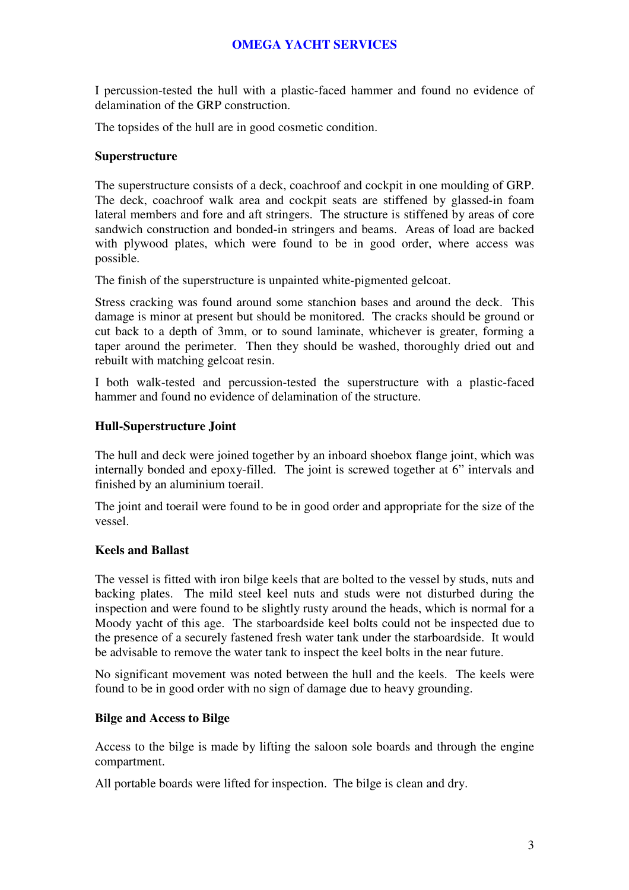I percussion-tested the hull with a plastic-faced hammer and found no evidence of delamination of the GRP construction.

The topsides of the hull are in good cosmetic condition.

### Superstructure

The superstructure consists of a deck, coachroof and cockpit in one moulding of GRP. The deck, coachroof walk area and cockpit seats are stiffened by glassed-in foam lateral members and fore and aft stringers. The structure is stiffened by areas of core sandwich construction and bonded-in stringers and beams. Areas of load are backed with plywood plates, which were found to be in good order, where access was possible.

The finish of the superstructure is unpainted white-pigmented gelcoat.

Stress cracking was found around some stanchion bases and around the deck. This damage is minor at present but should be monitored. The cracks should be ground or cut back to a depth of 3mm, or to sound laminate, whichever is greater, forming a taper around the perimeter. Then they should be washed, thoroughly dried out and rebuilt with matching gelcoat resin.

I both walk-tested and percussion-tested the superstructure with a plastic-faced hammer and found no evidence of delamination of the structure.

### Hull-Superstructure Joint

The hull and deck were joined together by an inboard shoebox flange joint, which was internally bonded and epoxy-filled. The joint is screwed together at 6" intervals and finished by an aluminium toerail.

The joint and toerail were found to be in good order and appropriate for the size of the vessel.

### Keels and Ballast

The vessel is fitted with iron bilge keels that are bolted to the vessel by studs, nuts and backing plates. The mild steel keel nuts and studs were not disturbed during the inspection and were found to be slightly rusty around the heads, which is normal for a Moody yacht of this age. The starboardside keel bolts could not be inspected due to the presence of a securely fastened fresh water tank under the starboardside. It would be advisable to remove the water tank to inspect the keel bolts in the near future.

No significant movement was noted between the hull and the keels. The keels were found to be in good order with no sign of damage due to heavy grounding.

### Bilge and Access to Bilge

Access to the bilge is made by lifting the saloon sole boards and through the engine compartment.

All portable boards were lifted for inspection. The bilge is clean and dry.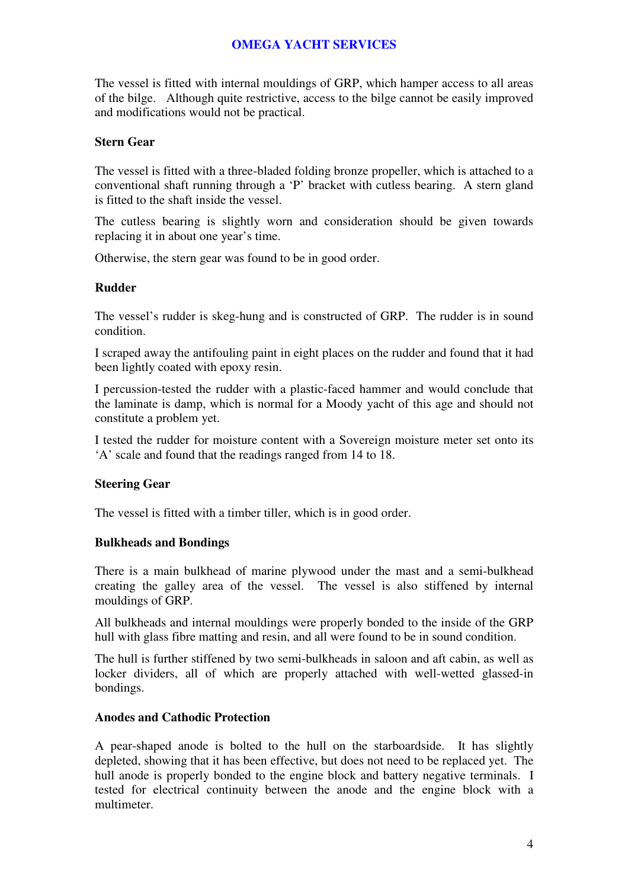The vessel is fitted with internal mouldings of GRP, which hamper access to all areas of the bilge. Although quite restrictive, access to the bilge cannot be easily improved and modifications would not be practical.

**Stern Gear**

The vessel is fitted with a three-bladed folding bronze propeller, which is attached to a conventional shaft running through a 'P' bracket with cutless bearing. A stern gland is fitted to the shaft inside the vessel.

The cutless bearing is slightly worn and consideration should be given towards replacing it in about one year's time.

Otherwise, the stern gear was found to be in good order.

**Rudder**

The vessel's rudder is skeg-hung and is constructed of GRP. The rudder is in sound condition.

I scraped away the antifouling paint in eight places on the rudder and found that it had been lightly coated with epoxy resin.

I percussion-tested the rudder with a plastic-faced hammer and would conclude that the laminate is damp, which is normal for a Moody yacht of this age and should not constitute a problem yet.

I tested the rudder for moisture content with a Sovereign moisture meter set onto its 'A' scale and found that the readings ranged from 14 to 18.

**Steering Gear**

The vessel is fitted with a timber tiller, which is in good order.

**Bulkheads and Bondings**

There is a main bulkhead of marine plywood under the mast and a semi-bulkhead creating the galley area of the vessel. The vessel is also stiffened by internal mouldings of GRP.

All bulkheads and internal mouldings were properly bonded to the inside of the GRP hull with glass fibre matting and resin, and all were found to be in sound condition.

The hull is further stiffened by two semi-bulkheads in saloon and aft cabin, as well as locker dividers, all of which are properly attached with well-wetted glassed-in bondings.

**Anodes and Cathodic Protection**

A pear-shaped anode is bolted to the hull on the starboardside. It has slightly depleted, showing that it has been effective, but does not need to be replaced yet. The hull anode is properly bonded to the engine block and battery negative terminals. I tested for electrical continuity between the anode and the engine block with a multimeter.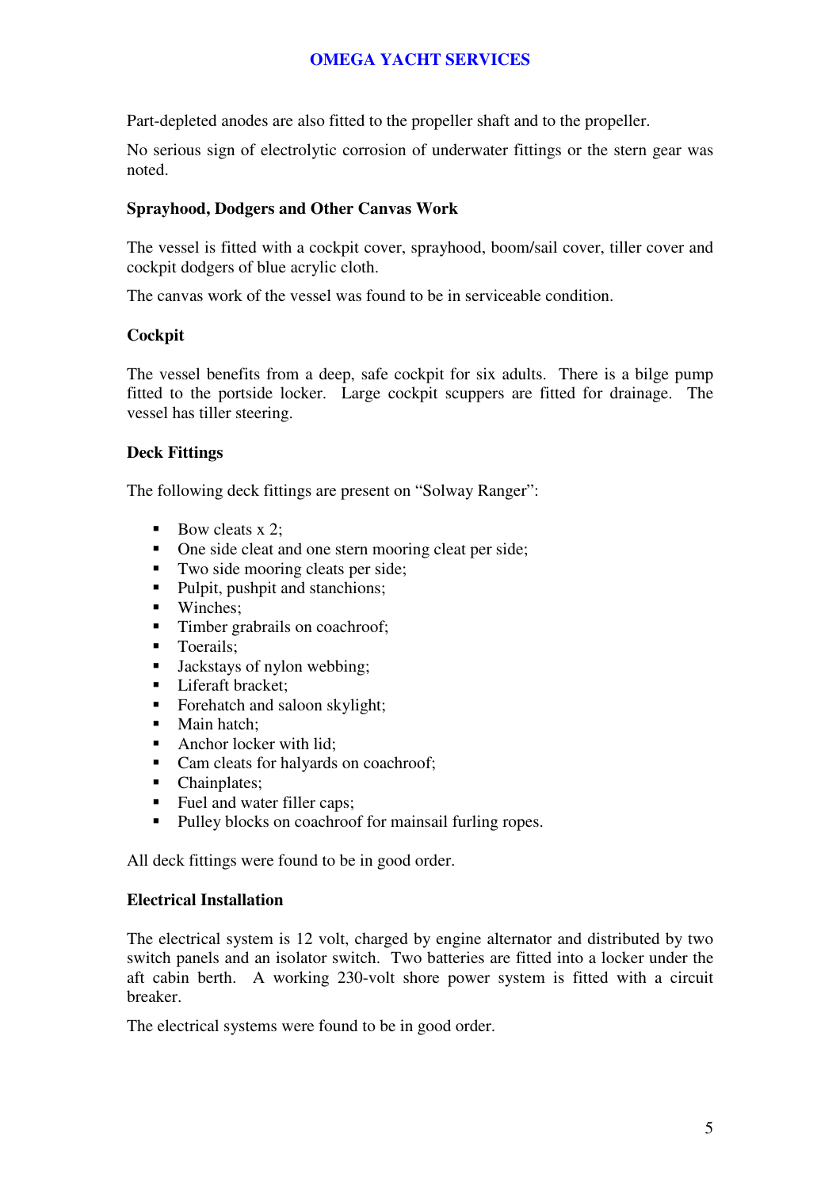Part-depleted anodes are also fitted to the propeller shaft and to the propeller.

No serious sign of electrolytic corrosion of underwater fittings or the stern gear was noted.

**Sprayhood, Dodgers and Other Canvas Work**

The vessel is fitted with a cockpit cover, sprayhood, boom/sail cover, tiller cover and cockpit dodgers of blue acrylic cloth.

The canvas work of the vessel was found to be in serviceable condition.

**Cockpit**

The vessel benefits from a deep, safe cockpit for six adults. There is a bilge pump fitted to the portside locker. Large cockpit scuppers are fitted for drainage. The vessel has tiller steering.

**Deck Fittings**

The following deck fittings are present on "Solway Ranger":

- Bow cleats x 2;
- One side cleat and one stern mooring cleat per side;
- Two side mooring cleats per side;
- Pulpit, pushpit and stanchions;
- Winches;
- Timber grabrails on coachroof;
- Toerails;
- Jackstays of nylon webbing;
- Liferaft bracket;
- Forehatch and saloon skylight;
- Main hatch;
- Anchor locker with lid;
- Cam cleats for halyards on coachroof;
- Chainplates;
- Fuel and water filler caps;
- Pulley blocks on coachroof for mainsail furling ropes.

All deck fittings were found to be in good order.

**Electrical Installation**

The electrical system is 12 volt, charged by engine alternator and distributed by two switch panels and an isolator switch. Two batteries are fitted into a locker under the aft cabin berth. A working 230-volt shore power system is fitted with a circuit breaker.

The electrical systems were found to be in good order.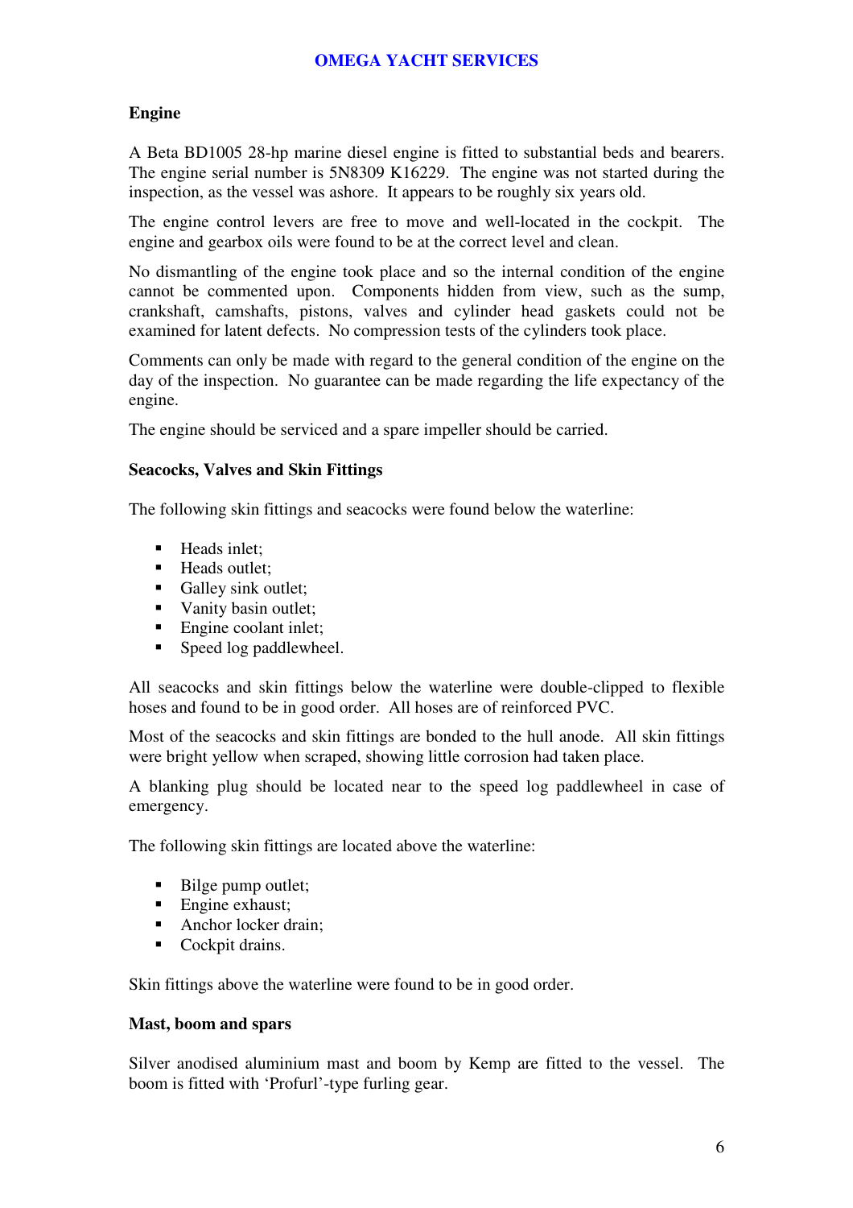## Engine

A Beta BD1005 28-hp marine diesel engine is fitted to substantial beds and bearers. The engine serial number is 5N8309 K16229. The engine was not started during the inspection, as the vessel was ashore. It appears to be roughly six years old.

The engine control levers are free to move and well-located in the cockpit. The engine and gearbox oils were found to be at the correct level and clean.

No dismantling of the engine took place and so the internal condition of the engine cannot be commented upon. Components hidden from view, such as the sump, crankshaft, camshafts, pistons, valves and cylinder head gaskets could not be examined for latent defects. No compression tests of the cylinders took place.

Comments can only be made with regard to the general condition of the engine on the day of the inspection. No guarantee can be made regarding the life expectancy of the engine.

The engine should be serviced and a spare impeller should be carried.

## Seacocks, Valves and Skin Fittings

The following skin fittings and seacocks were found below the waterline:

- Heads inlet;
- Heads outlet;
- Galley sink outlet;
- Vanity basin outlet;
- Engine coolant inlet;
- Speed log paddlewheel.

All seacocks and skin fittings below the waterline were double-clipped to flexible hoses and found to be in good order. All hoses are of reinforced PVC.

Most of the seacocks and skin fittings are bonded to the hull anode. All skin fittings were bright yellow when scraped, showing little corrosion had taken place.

A blanking plug should be located near to the speed log paddlewheel in case of emergency.

The following skin fittings are located above the waterline:

- Bilge pump outlet;
- Engine exhaust;
- Anchor locker drain;
- Cockpit drains.

Skin fittings above the waterline were found to be in good order.

## Mast, boom and spars

Silver anodised aluminium mast and boom by Kemp are fitted to the vessel. The boom is fitted with 'Profurl'-type furling gear.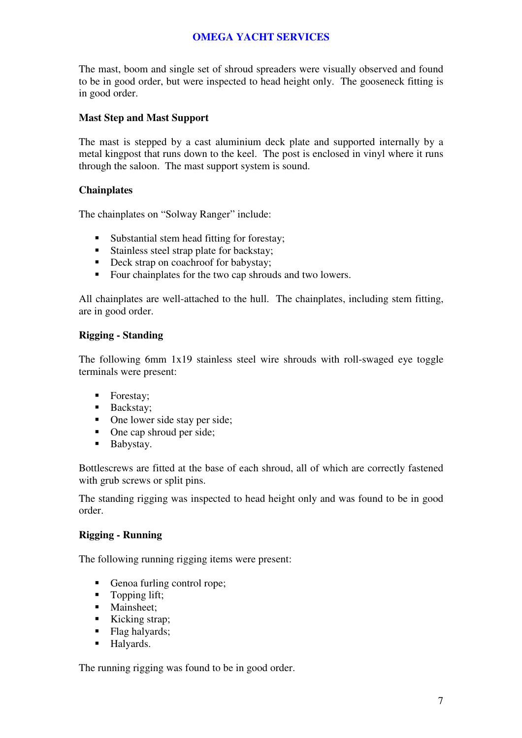The mast, boom and single set of shroud spreaders were visually observed and found to be in good order, but were inspected to head height only. The gooseneck fitting is in good order.

### Mast Step and Mast Support

The mast is stepped by a cast aluminium deck plate and supported internally by a metal kingpost that runs down to the keel. The post is enclosed in vinyl where it runs through the saloon. The mast support system is sound.

### Chainplates

The chainplates on "Solway Ranger" include:

- Substantial stem head fitting for forestay;
- Stainless steel strap plate for backstay;
- Deck strap on coachroof for babystay;
- Four chainplates for the two cap shrouds and two lowers.

All chainplates are well-attached to the hull. The chainplates, including stem fitting, are in good order.

### Rigging - Standing

The following 6mm 1x19 stainless steel wire shrouds with roll-swaged eye toggle terminals were present:

- Forestay;
- Backstay;
- One lower side stay per side;
- One cap shroud per side;
- Babystay.

Bottlescrews are fitted at the base of each shroud, all of which are correctly fastened with grub screws or split pins.

The standing rigging was inspected to head height only and was found to be in good order.

### Rigging - Running

The following running rigging items were present:

- Genoa furling control rope;
- Topping lift;
- Mainsheet;
- Kicking strap;
- Flag halyards;
- Halyards.

The running rigging was found to be in good order.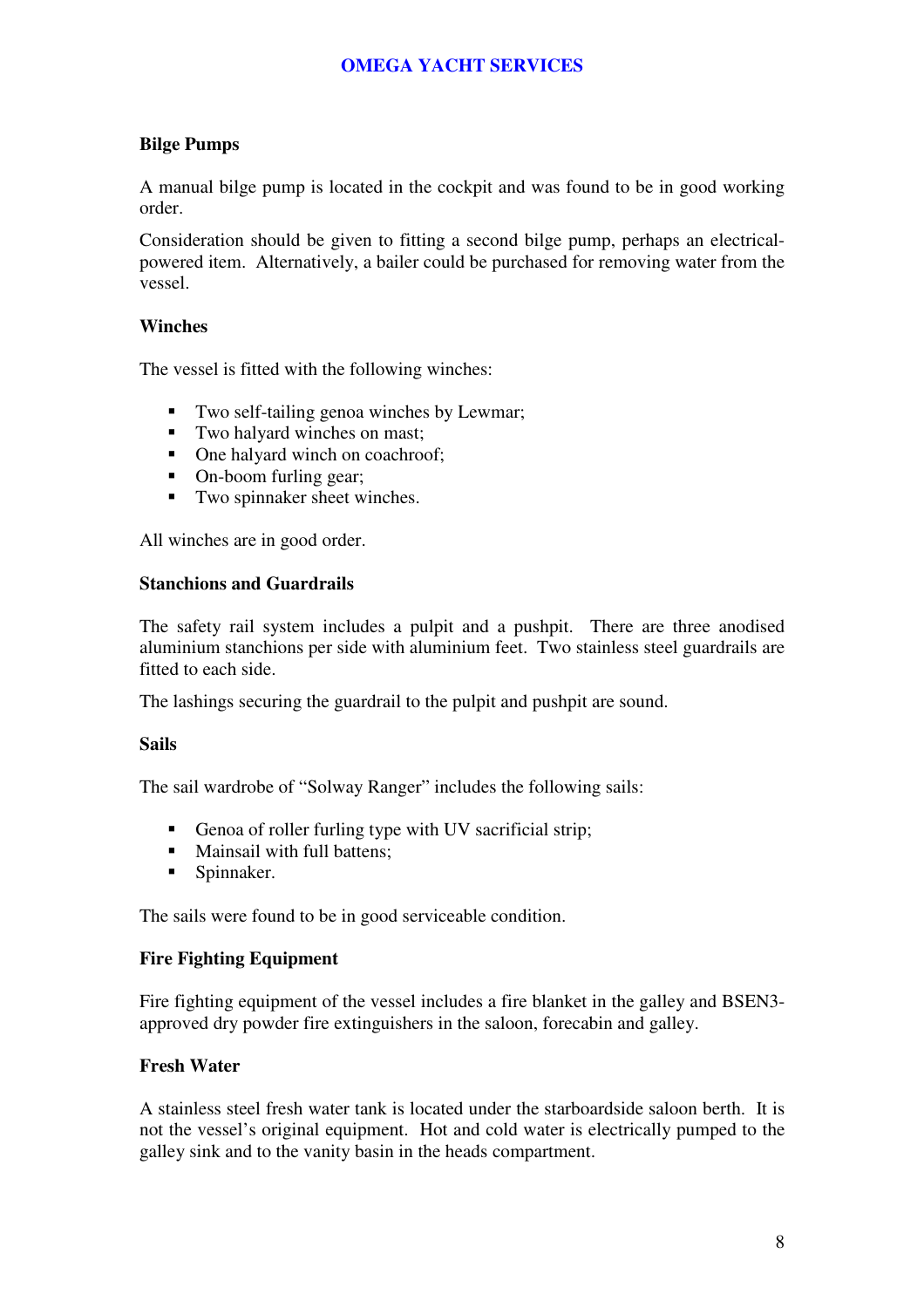### Bilge Pumps

A manual bilge pump is located in the cockpit and was found to be in good working order.

Consideration should be given to fitting a second bilge pump, perhaps an electrical-powered item. Alternatively, a bailer could be purchased for removing water from the vessel.

### Winches

The vessel is fitted with the following winches:

- Two self-tailing genoa winches by Lewmar;
- Two halyard winches on mast;
- One halyard winch on coachroof;
- On-boom furling gear;
- Two spinnaker sheet winches.

All winches are in good order.

### Stanchions and Guardrails

The safety rail system includes a pulpit and a pushpit. There are three anodised aluminium stanchions per side with aluminium feet. Two stainless steel guardrails are fitted to each side.

The lashings securing the guardrail to the pulpit and pushpit are sound.

### Sails

The sail wardrobe of "Solway Ranger" includes the following sails:

- Genoa of roller furling type with UV sacrificial strip;
- Mainsail with full battens;
- Spinnaker.

The sails were found to be in good serviceable condition.

### Fire Fighting Equipment

Fire fighting equipment of the vessel includes a fire blanket in the galley and BSEN3-approved dry powder fire extinguishers in the saloon, forecabin and galley.

### Fresh Water

A stainless steel fresh water tank is located under the starboardside saloon berth. It is not the vessel's original equipment. Hot and cold water is electrically pumped to the galley sink and to the vanity basin in the heads compartment.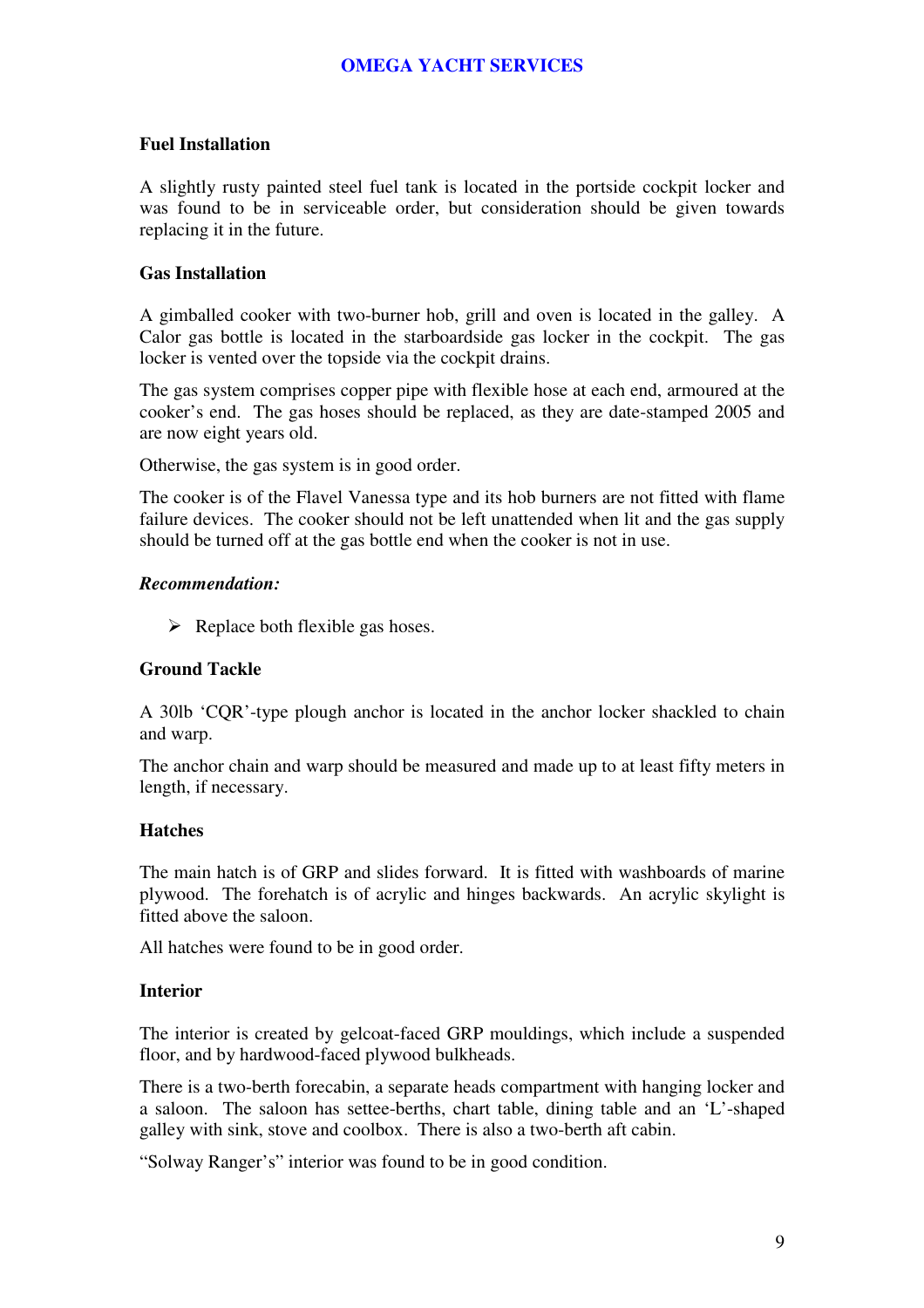### Fuel Installation

A slightly rusty painted steel fuel tank is located in the portside cockpit locker and was found to be in serviceable order, but consideration should be given towards replacing it in the future.

### Gas Installation

A gimballed cooker with two-burner hob, grill and oven is located in the galley. A Calor gas bottle is located in the starboardside gas locker in the cockpit. The gas locker is vented over the topside via the cockpit drains.

The gas system comprises copper pipe with flexible hose at each end, armoured at the cooker's end. The gas hoses should be replaced, as they are date-stamped 2005 and are now eight years old.

Otherwise, the gas system is in good order.

The cooker is of the Flavel Vanessa type and its hob burners are not fitted with flame failure devices. The cooker should not be left unattended when lit and the gas supply should be turned off at the gas bottle end when the cooker is not in use.

***Recommendation:***

- Replace both flexible gas hoses.

### Ground Tackle

A 30lb 'CQR'-type plough anchor is located in the anchor locker shackled to chain and warp.

The anchor chain and warp should be measured and made up to at least fifty meters in length, if necessary.

### Hatches

The main hatch is of GRP and slides forward. It is fitted with washboards of marine plywood. The forehatch is of acrylic and hinges backwards. An acrylic skylight is fitted above the saloon.

All hatches were found to be in good order.

### Interior

The interior is created by gelcoat-faced GRP mouldings, which include a suspended floor, and by hardwood-faced plywood bulkheads.

There is a two-berth forecabin, a separate heads compartment with hanging locker and a saloon. The saloon has settee-berths, chart table, dining table and an 'L'-shaped galley with sink, stove and coolbox. There is also a two-berth aft cabin.

"Solway Ranger's" interior was found to be in good condition.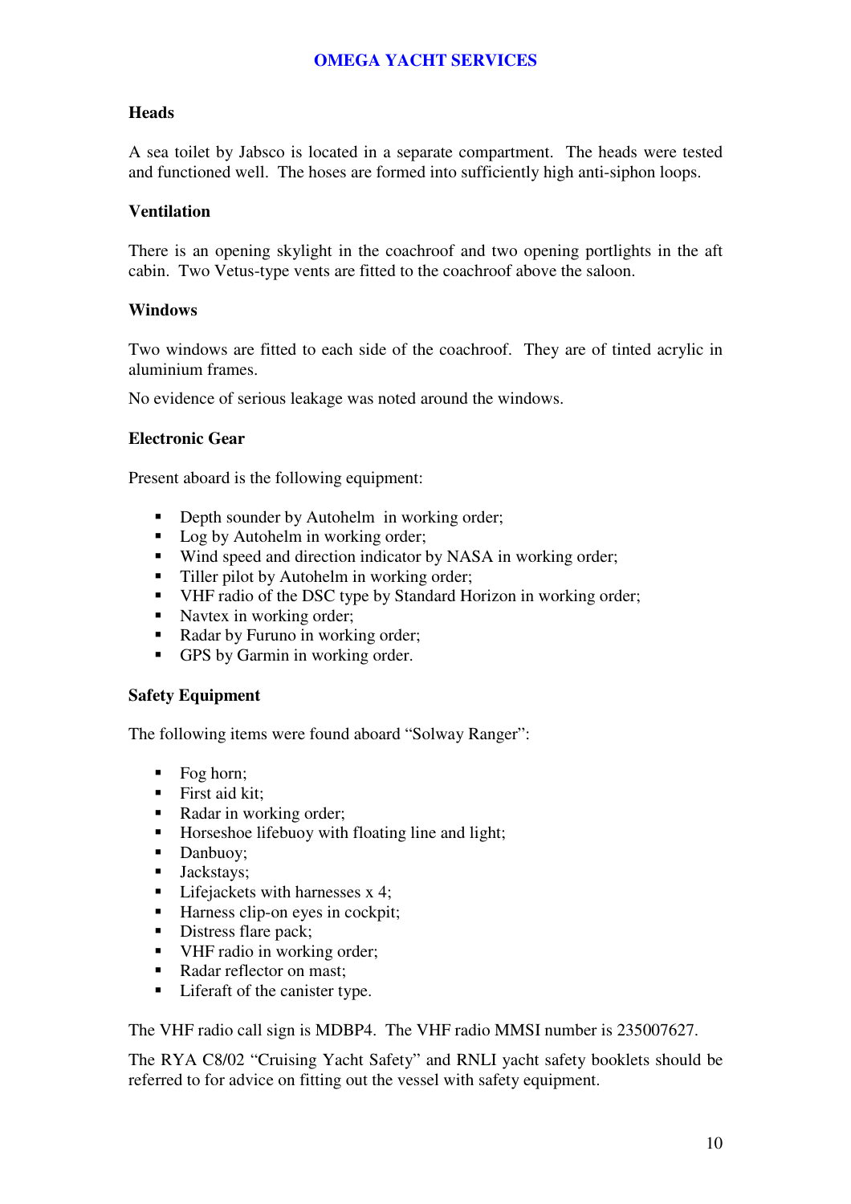### Heads

A sea toilet by Jabsco is located in a separate compartment. The heads were tested and functioned well. The hoses are formed into sufficiently high anti-siphon loops.

### Ventilation

There is an opening skylight in the coachroof and two opening portlights in the aft cabin. Two Vetus-type vents are fitted to the coachroof above the saloon.

### Windows

Two windows are fitted to each side of the coachroof. They are of tinted acrylic in aluminium frames.

No evidence of serious leakage was noted around the windows.

### Electronic Gear

Present aboard is the following equipment:

- Depth sounder by Autohelm in working order;
- Log by Autohelm in working order;
- Wind speed and direction indicator by NASA in working order;
- Tiller pilot by Autohelm in working order;
- VHF radio of the DSC type by Standard Horizon in working order;
- Navtex in working order;
- Radar by Furuno in working order;
- GPS by Garmin in working order.

### Safety Equipment

The following items were found aboard "Solway Ranger":

- Fog horn;
- First aid kit;
- Radar in working order;
- Horseshoe lifebuoy with floating line and light;
- Danbuoy;
- Jackstays;
- Lifejackets with harnesses x 4;
- Harness clip-on eyes in cockpit;
- Distress flare pack;
- VHF radio in working order;
- Radar reflector on mast;
- Liferaft of the canister type.

The VHF radio call sign is MDBP4. The VHF radio MMSI number is 235007627.

The RYA C8/02 "Cruising Yacht Safety" and RNLI yacht safety booklets should be referred to for advice on fitting out the vessel with safety equipment.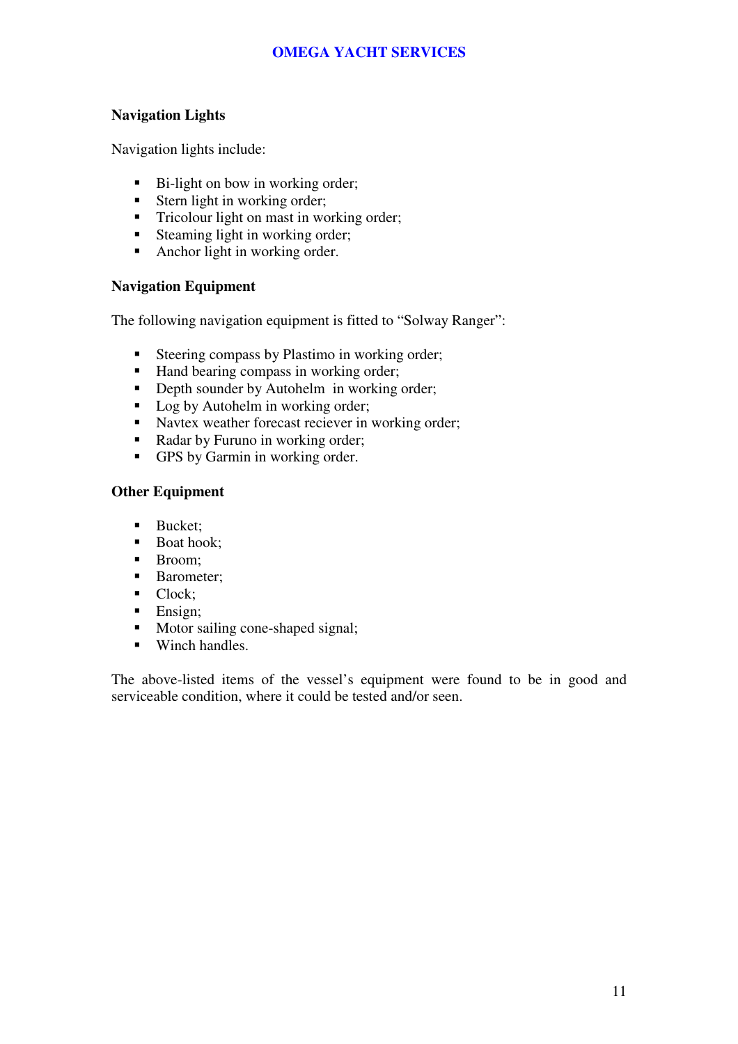### Navigation Lights

Navigation lights include:

- Bi-light on bow in working order;
- Stern light in working order;
- Tricolour light on mast in working order;
- Steaming light in working order;
- Anchor light in working order.

### Navigation Equipment

The following navigation equipment is fitted to "Solway Ranger":

- Steering compass by Plastimo in working order;
- Hand bearing compass in working order;
- Depth sounder by Autohelm in working order;
- Log by Autohelm in working order;
- Navtex weather forecast reciever in working order;
- Radar by Furuno in working order;
- GPS by Garmin in working order.

### Other Equipment

- Bucket;
- Boat hook;
- Broom;
- Barometer;
- Clock;
- Ensign;
- Motor sailing cone-shaped signal;
- Winch handles.

The above-listed items of the vessel's equipment were found to be in good and serviceable condition, where it could be tested and/or seen.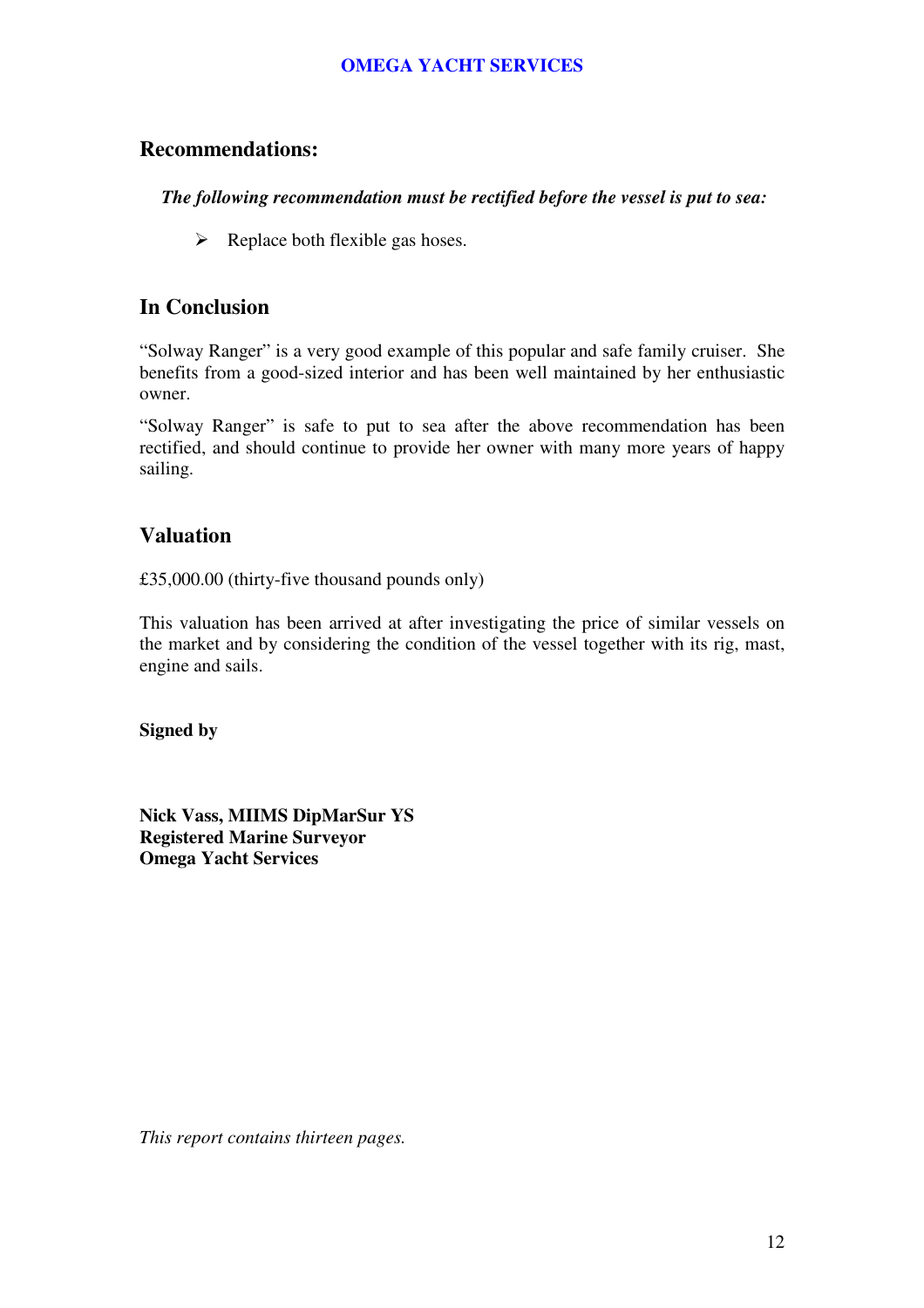## Recommendations:

***The following recommendation must be rectified before the vessel is put to sea:***

- Replace both flexible gas hoses.

## In Conclusion

"Solway Ranger" is a very good example of this popular and safe family cruiser. She benefits from a good-sized interior and has been well maintained by her enthusiastic owner.

"Solway Ranger" is safe to put to sea after the above recommendation has been rectified, and should continue to provide her owner with many more years of happy sailing.

## Valuation

£35,000.00 (thirty-five thousand pounds only)

This valuation has been arrived at after investigating the price of similar vessels on the market and by considering the condition of the vessel together with its rig, mast, engine and sails.

**Signed by**

**Nick Vass, MIIMS DipMarSur YS**
**Registered Marine Surveyor**
**Omega Yacht Services**

*This report contains thirteen pages.*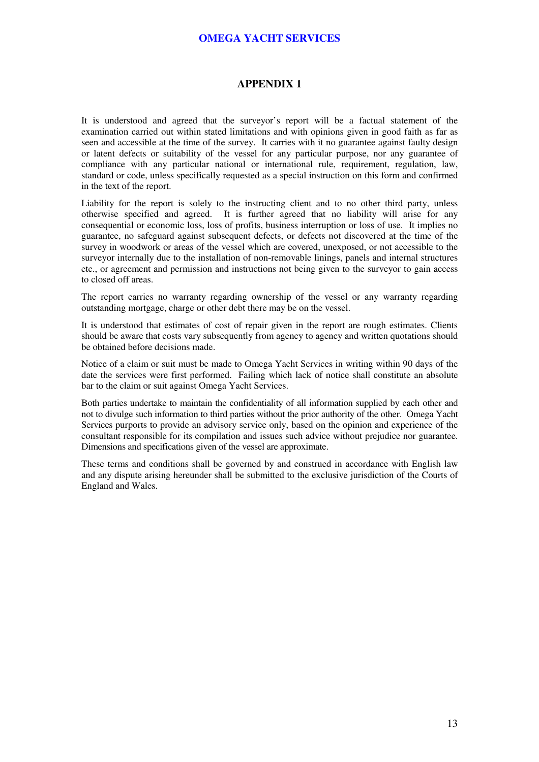## APPENDIX 1

It is understood and agreed that the surveyor's report will be a factual statement of the examination carried out within stated limitations and with opinions given in good faith as far as seen and accessible at the time of the survey. It carries with it no guarantee against faulty design or latent defects or suitability of the vessel for any particular purpose, nor any guarantee of compliance with any particular national or international rule, requirement, regulation, law, standard or code, unless specifically requested as a special instruction on this form and confirmed in the text of the report.

Liability for the report is solely to the instructing client and to no other third party, unless otherwise specified and agreed. It is further agreed that no liability will arise for any consequential or economic loss, loss of profits, business interruption or loss of use. It implies no guarantee, no safeguard against subsequent defects, or defects not discovered at the time of the survey in woodwork or areas of the vessel which are covered, unexposed, or not accessible to the surveyor internally due to the installation of non-removable linings, panels and internal structures etc., or agreement and permission and instructions not being given to the surveyor to gain access to closed off areas.

The report carries no warranty regarding ownership of the vessel or any warranty regarding outstanding mortgage, charge or other debt there may be on the vessel.

It is understood that estimates of cost of repair given in the report are rough estimates. Clients should be aware that costs vary subsequently from agency to agency and written quotations should be obtained before decisions made.

Notice of a claim or suit must be made to Omega Yacht Services in writing within 90 days of the date the services were first performed. Failing which lack of notice shall constitute an absolute bar to the claim or suit against Omega Yacht Services.

Both parties undertake to maintain the confidentiality of all information supplied by each other and not to divulge such information to third parties without the prior authority of the other. Omega Yacht Services purports to provide an advisory service only, based on the opinion and experience of the consultant responsible for its compilation and issues such advice without prejudice nor guarantee. Dimensions and specifications given of the vessel are approximate.

These terms and conditions shall be governed by and construed in accordance with English law and any dispute arising hereunder shall be submitted to the exclusive jurisdiction of the Courts of England and Wales.